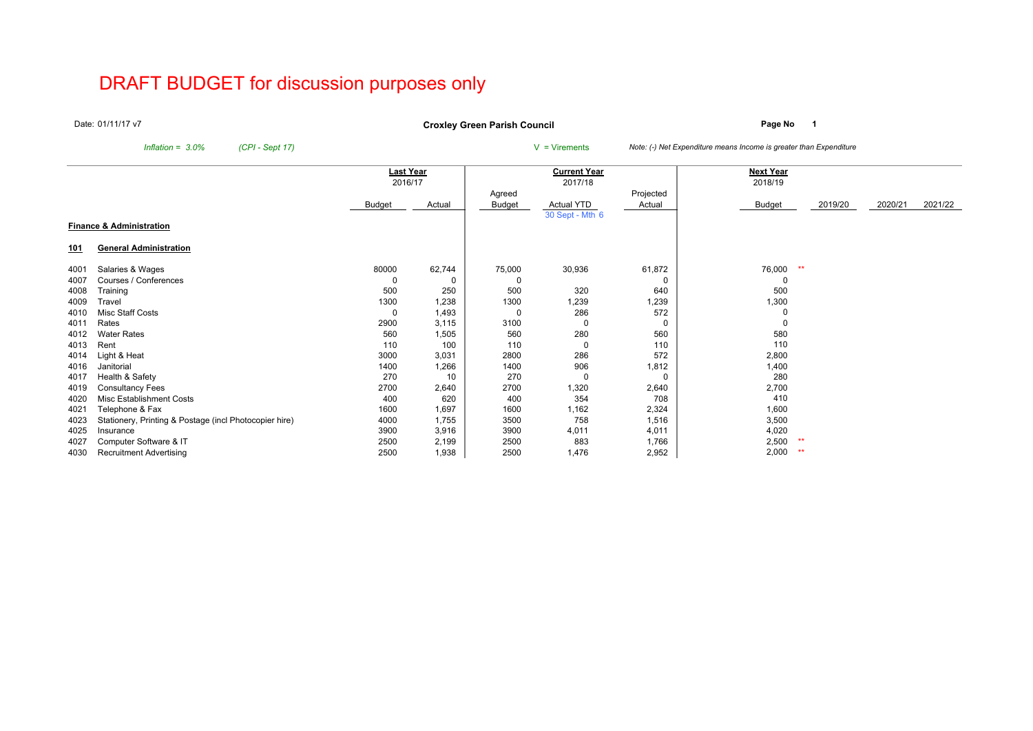# DRAFT BUDGET for discussion purposes only

Date: 01/11/17 v7

**Croxley Green Parish Council**

**Page No 1**

*Inflation = 3.0%* *(CPI - Sept 17)*

V = Virements

*Note: (-) Net Expenditure means Income is greater than Expenditure*

| | | **Last Year** 2016/17 | | **Current Year** 2017/18 | | | **Next Year** 2018/19 | | | | |
|---|---|---|---|---|---|---|---|---|---|---|---|
| | | Budget | Actual | Agreed Budget | Actual YTD 30 Sept - Mth 6 | Projected Actual | Budget | | 2019/20 | 2020/21 | 2021/22 |
| **Finance & Administration** | | | | | | | | | | | |
| **101** | **General Administration** | | | | | | | | | | |
| 4001 | Salaries & Wages | 80000 | 62,744 | 75,000 | 30,936 | 61,872 | 76,000 | ** | | | |
| 4007 | Courses / Conferences | 0 | 0 | 0 | | 0 | 0 | | | | |
| 4008 | Training | 500 | 250 | 500 | 320 | 640 | 500 | | | | |
| 4009 | Travel | 1300 | 1,238 | 1300 | 1,239 | 1,239 | 1,300 | | | | |
| 4010 | Misc Staff Costs | 0 | 1,493 | 0 | 286 | 572 | 0 | | | | |
| 4011 | Rates | 2900 | 3,115 | 3100 | 0 | 0 | 0 | | | | |
| 4012 | Water Rates | 560 | 1,505 | 560 | 280 | 560 | 580 | | | | |
| 4013 | Rent | 110 | 100 | 110 | 0 | 110 | 110 | | | | |
| 4014 | Light & Heat | 3000 | 3,031 | 2800 | 286 | 572 | 2,800 | | | | |
| 4016 | Janitorial | 1400 | 1,266 | 1400 | 906 | 1,812 | 1,400 | | | | |
| 4017 | Health & Safety | 270 | 10 | 270 | 0 | 0 | 280 | | | | |
| 4019 | Consultancy Fees | 2700 | 2,640 | 2700 | 1,320 | 2,640 | 2,700 | | | | |
| 4020 | Misc Establishment Costs | 400 | 620 | 400 | 354 | 708 | 410 | | | | |
| 4021 | Telephone & Fax | 1600 | 1,697 | 1600 | 1,162 | 2,324 | 1,600 | | | | |
| 4023 | Stationery, Printing & Postage (incl Photocopier hire) | 4000 | 1,755 | 3500 | 758 | 1,516 | 3,500 | | | | |
| 4025 | Insurance | 3900 | 3,916 | 3900 | 4,011 | 4,011 | 4,020 | | | | |
| 4027 | Computer Software & IT | 2500 | 2,199 | 2500 | 883 | 1,766 | 2,500 | ** | | | |
| 4030 | Recruitment Advertising | 2500 | 1,938 | 2500 | 1,476 | 2,952 | 2,000 | ** | | | |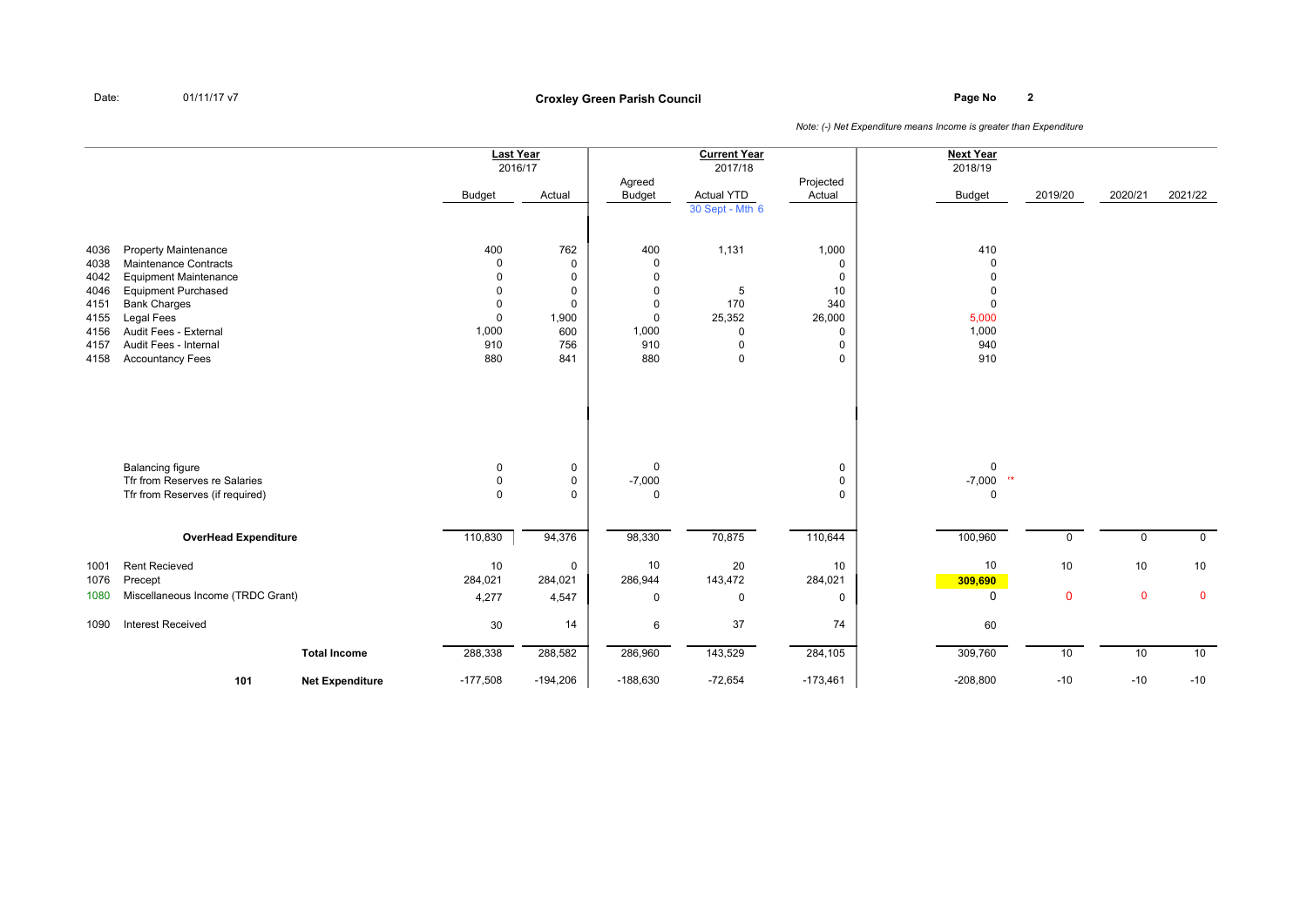Date: 01/11/17 v7

## Croxley Green Parish Council

*Note: (-) Net Expenditure means Income is greater than Expenditure*

| Code | Description | Last Year 2016/17 Budget | Last Year 2016/17 Actual | Current Year 2017/18 Agreed Budget | Current Year 2017/18 Actual YTD 30 Sept - Mth 6 | Current Year 2017/18 Projected Actual | Next Year 2018/19 Budget | 2019/20 | 2020/21 | 2021/22 |
|---|---|---|---|---|---|---|---|---|---|---|
| 4036 | Property Maintenance | 400 | 762 | 400 | 1,131 | 1,000 | 410 | | | |
| 4038 | Maintenance Contracts | 0 | 0 | 0 | | 0 | 0 | | | |
| 4042 | Equipment Maintenance | 0 | 0 | 0 | | 0 | 0 | | | |
| 4046 | Equipment Purchased | 0 | 0 | 0 | 5 | 10 | 0 | | | |
| 4151 | Bank Charges | 0 | 0 | 0 | 170 | 340 | 0 | | | |
| 4155 | Legal Fees | 0 | 1,900 | 0 | 25,352 | 26,000 | 5,000 | | | |
| 4156 | Audit Fees - External | 1,000 | 600 | 1,000 | 0 | 0 | 1,000 | | | |
| 4157 | Audit Fees - Internal | 910 | 756 | 910 | 0 | 0 | 940 | | | |
| 4158 | Accountancy Fees | 880 | 841 | 880 | 0 | 0 | 910 | | | |
| | Balancing figure | 0 | 0 | 0 | | 0 | 0 | | | |
| | Tfr from Reserves re Salaries | 0 | 0 | -7,000 | | 0 | -7,000 ** | | | |
| | Tfr from Reserves (if required) | 0 | 0 | 0 | | 0 | 0 | | | |
| | **OverHead Expenditure** | 110,830 | 94,376 | 98,330 | 70,875 | 110,644 | 100,960 | 0 | 0 | 0 |
| 1001 | Rent Recieved | 10 | 0 | 10 | 20 | 10 | 10 | 10 | 10 | 10 |
| 1076 | Precept | 284,021 | 284,021 | 286,944 | 143,472 | 284,021 | 309,690 | | | |
| 1080 | Miscellaneous Income (TRDC Grant) | 4,277 | 4,547 | 0 | 0 | 0 | 0 | 0 | 0 | 0 |
| 1090 | Interest Received | 30 | 14 | 6 | 37 | 74 | 60 | | | |
| | **Total Income** | 288,338 | 288,582 | 286,960 | 143,529 | 284,105 | 309,760 | 10 | 10 | 10 |
| **101** | **Net Expenditure** | -177,508 | -194,206 | -188,630 | -72,654 | -173,461 | -208,800 | -10 | -10 | -10 |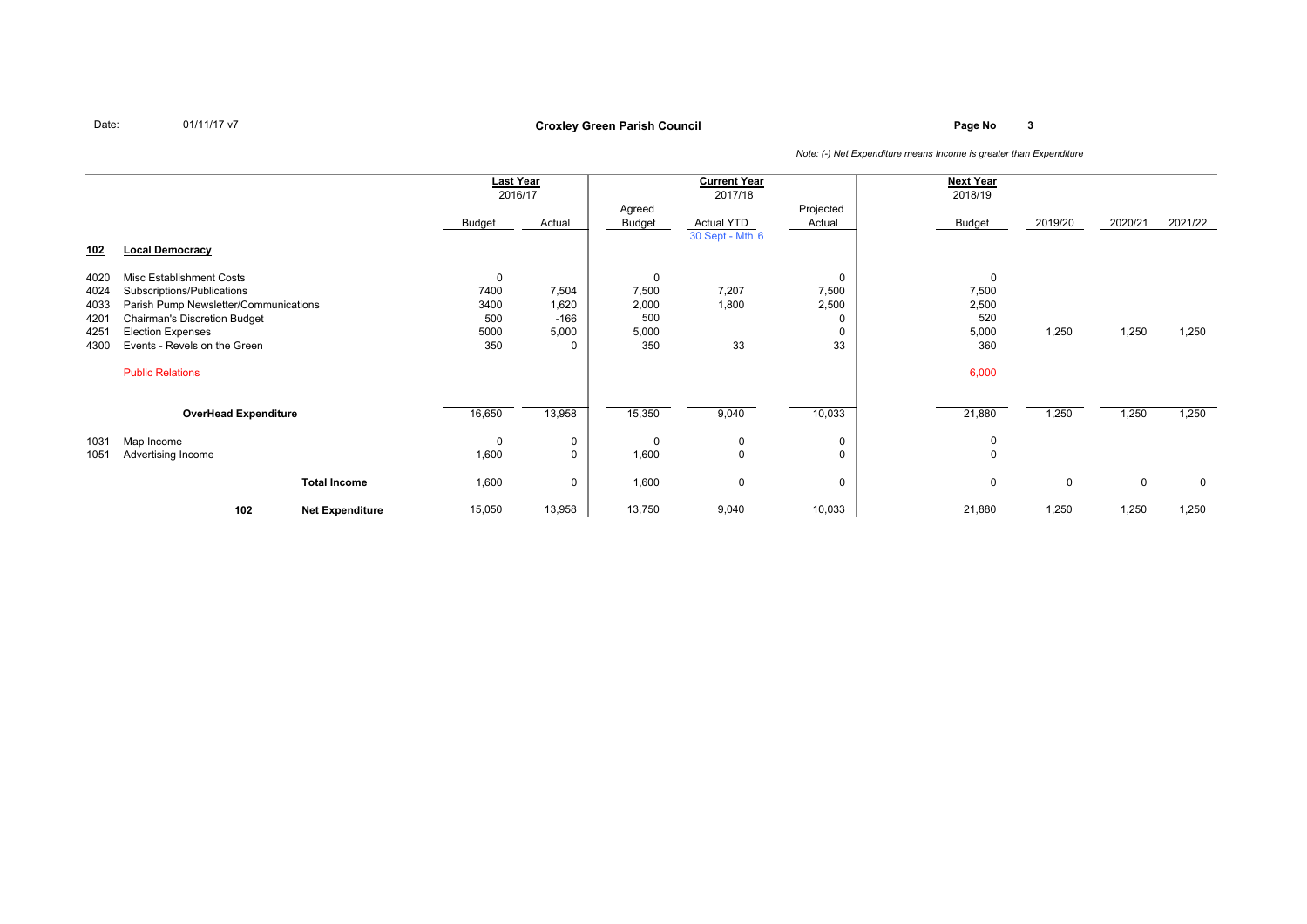Date: 01/11/17 v7

## Croxley Green Parish Council

*Note: (-) Net Expenditure means Income is greater than Expenditure*

| | | Last Year 2016/17 | | Current Year 2017/18 | | | Next Year 2018/19 | | | |
|---|---|---|---|---|---|---|---|---|---|---|
| | | Budget | Actual | Agreed Budget | Actual YTD 30 Sept - Mth 6 | Projected Actual | Budget | 2019/20 | 2020/21 | 2021/22 |
| **102** | **Local Democracy** | | | | | | | | | |
| 4020 | Misc Establishment Costs | 0 | | 0 | | 0 | 0 | | | |
| 4024 | Subscriptions/Publications | 7400 | 7,504 | 7,500 | 7,207 | 7,500 | 7,500 | | | |
| 4033 | Parish Pump Newsletter/Communications | 3400 | 1,620 | 2,000 | 1,800 | 2,500 | 2,500 | | | |
| 4201 | Chairman's Discretion Budget | 500 | -166 | 500 | | 0 | 520 | | | |
| 4251 | Election Expenses | 5000 | 5,000 | 5,000 | | 0 | 5,000 | 1,250 | 1,250 | 1,250 |
| 4300 | Events - Revels on the Green | 350 | 0 | 350 | 33 | 33 | 360 | | | |
| | Public Relations | | | | | | 6,000 | | | |
| | **OverHead Expenditure** | 16,650 | 13,958 | 15,350 | 9,040 | 10,033 | 21,880 | 1,250 | 1,250 | 1,250 |
| 1031 | Map Income | 0 | 0 | 0 | 0 | 0 | 0 | | | |
| 1051 | Advertising Income | 1,600 | 0 | 1,600 | 0 | 0 | 0 | | | |
| | **Total Income** | 1,600 | 0 | 1,600 | 0 | 0 | 0 | 0 | 0 | 0 |
| 102 | **Net Expenditure** | 15,050 | 13,958 | 13,750 | 9,040 | 10,033 | 21,880 | 1,250 | 1,250 | 1,250 |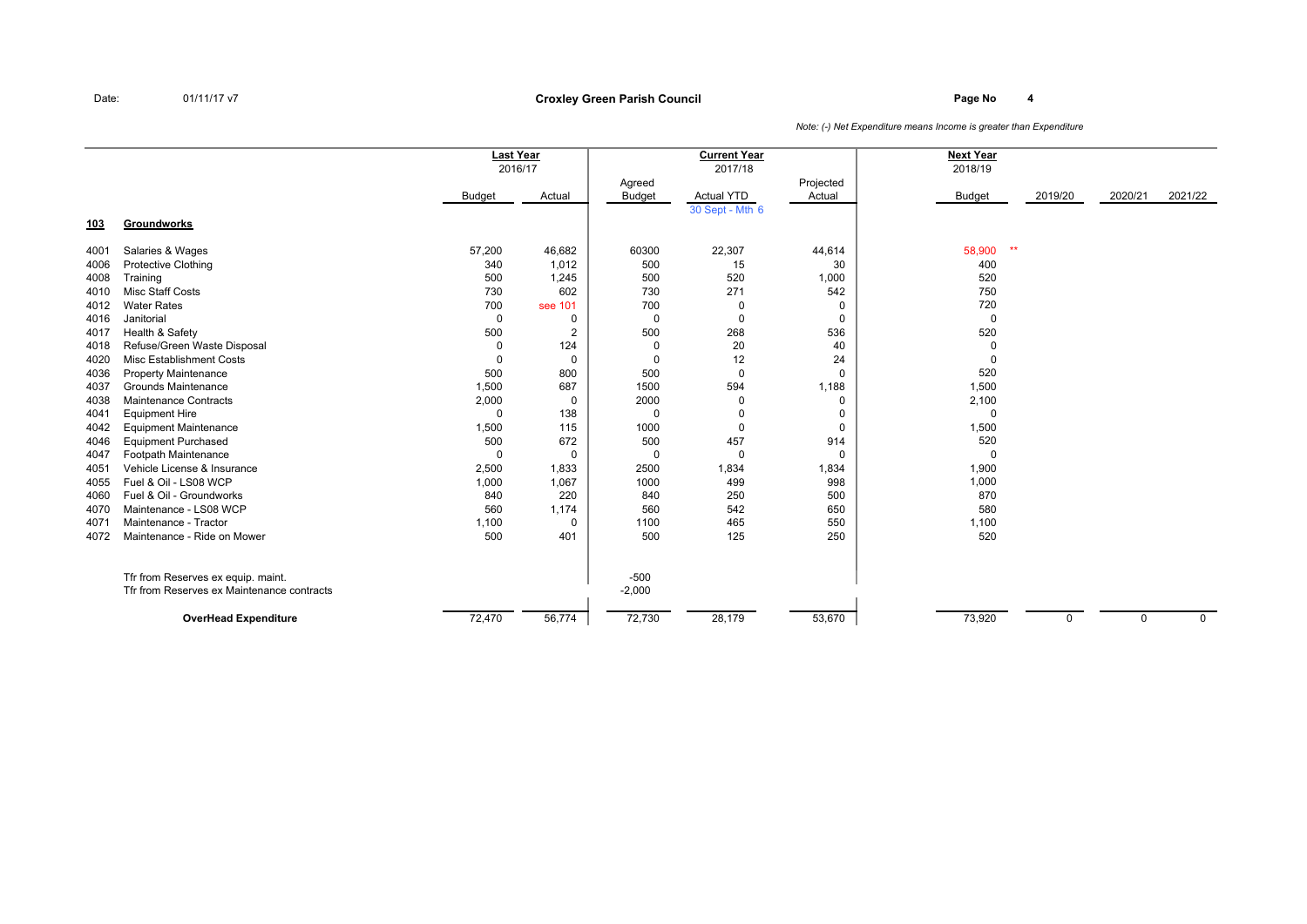Date: 01/11/17 v7

## Croxley Green Parish Council

*Note: (-) Net Expenditure means Income is greater than Expenditure*

| | | Last Year 2016/17 | | Current Year 2017/18 | | | Next Year 2018/19 | | | |
|---|---|---|---|---|---|---|---|---|---|---|
| | | Budget | Actual | Agreed Budget | Actual YTD 30 Sept - Mth 6 | Projected Actual | Budget | 2019/20 | 2020/21 | 2021/22 |
| **103** | **Groundworks** | | | | | | | | | |
| 4001 | Salaries & Wages | 57,200 | 46,682 | 60300 | 22,307 | 44,614 | 58,900 ** | | | |
| 4006 | Protective Clothing | 340 | 1,012 | 500 | 15 | 30 | 400 | | | |
| 4008 | Training | 500 | 1,245 | 500 | 520 | 1,000 | 520 | | | |
| 4010 | Misc Staff Costs | 730 | 602 | 730 | 271 | 542 | 750 | | | |
| 4012 | Water Rates | 700 | see 101 | 700 | 0 | 0 | 720 | | | |
| 4016 | Janitorial | 0 | 0 | 0 | 0 | 0 | 0 | | | |
| 4017 | Health & Safety | 500 | 2 | 500 | 268 | 536 | 520 | | | |
| 4018 | Refuse/Green Waste Disposal | 0 | 124 | 0 | 20 | 40 | 0 | | | |
| 4020 | Misc Establishment Costs | 0 | 0 | 0 | 12 | 24 | 0 | | | |
| 4036 | Property Maintenance | 500 | 800 | 500 | 0 | 0 | 520 | | | |
| 4037 | Grounds Maintenance | 1,500 | 687 | 1500 | 594 | 1,188 | 1,500 | | | |
| 4038 | Maintenance Contracts | 2,000 | 0 | 2000 | 0 | 0 | 2,100 | | | |
| 4041 | Equipment Hire | 0 | 138 | 0 | 0 | 0 | 0 | | | |
| 4042 | Equipment Maintenance | 1,500 | 115 | 1000 | 0 | 0 | 1,500 | | | |
| 4046 | Equipment Purchased | 500 | 672 | 500 | 457 | 914 | 520 | | | |
| 4047 | Footpath Maintenance | 0 | 0 | 0 | 0 | 0 | 0 | | | |
| 4051 | Vehicle License & Insurance | 2,500 | 1,833 | 2500 | 1,834 | 1,834 | 1,900 | | | |
| 4055 | Fuel & Oil - LS08 WCP | 1,000 | 1,067 | 1000 | 499 | 998 | 1,000 | | | |
| 4060 | Fuel & Oil - Groundworks | 840 | 220 | 840 | 250 | 500 | 870 | | | |
| 4070 | Maintenance - LS08 WCP | 560 | 1,174 | 560 | 542 | 650 | 580 | | | |
| 4071 | Maintenance - Tractor | 1,100 | 0 | 1100 | 465 | 550 | 1,100 | | | |
| 4072 | Maintenance - Ride on Mower | 500 | 401 | 500 | 125 | 250 | 520 | | | |
| | Tfr from Reserves ex equip. maint. | | | -500 | | | | | | |
| | Tfr from Reserves ex Maintenance contracts | | | -2,000 | | | | | | |
| | **OverHead Expenditure** | 72,470 | 56,774 | 72,730 | 28,179 | 53,670 | 73,920 | 0 | 0 | 0 |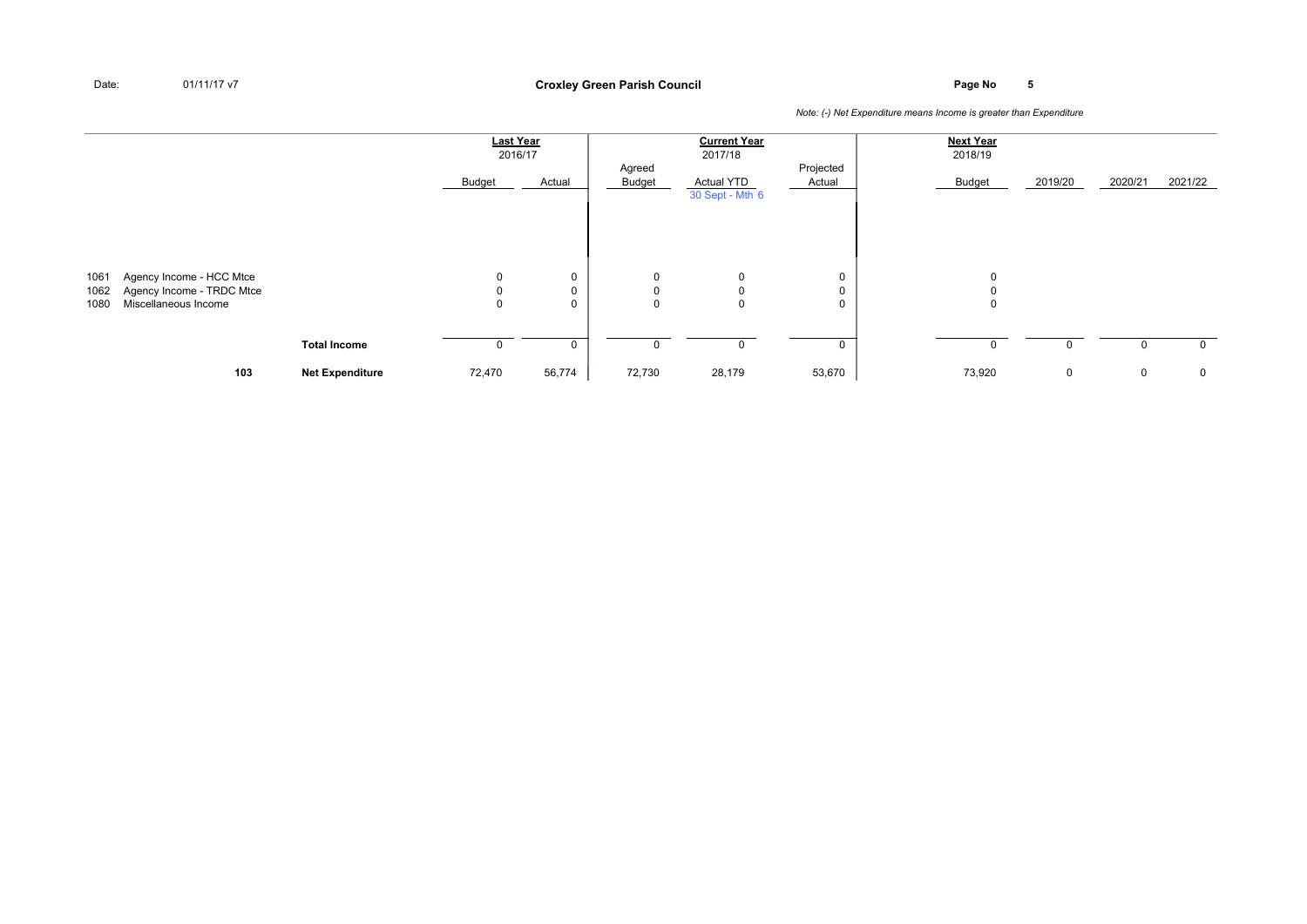Date: 01/11/17 v7

**Croxley Green Parish Council**

*Note: (-) Net Expenditure means Income is greater than Expenditure*

| | | | **Last Year** 2016/17 | | **Current Year** 2017/18 | | | **Next Year** 2018/19 | | | |
|---|---|---|---|---|---|---|---|---|---|---|---|
| | | | Budget | Actual | Agreed Budget | Actual YTD 30 Sept - Mth 6 | Projected Actual | Budget | 2019/20 | 2020/21 | 2021/22 |
| 1061 | Agency Income - HCC Mtce | | 0 | 0 | 0 | 0 | 0 | 0 | | | |
| 1062 | Agency Income - TRDC Mtce | | 0 | 0 | 0 | 0 | 0 | 0 | | | |
| 1080 | Miscellaneous Income | | 0 | 0 | 0 | 0 | 0 | 0 | | | |
| | | **Total Income** | 0 | 0 | 0 | 0 | 0 | 0 | 0 | 0 | 0 |
| | 103 | **Net Expenditure** | 72,470 | 56,774 | 72,730 | 28,179 | 53,670 | 73,920 | 0 | 0 | 0 |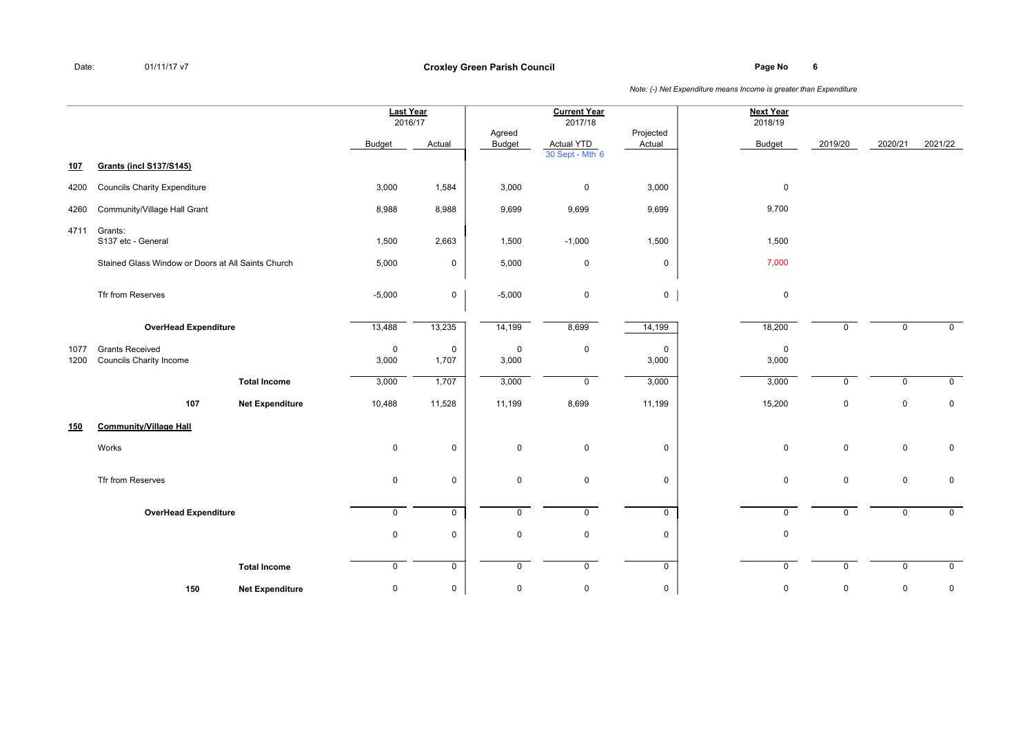**Croxley Green Parish Council**

Date: 01/11/17 v7

*Note: (-) Net Expenditure means Income is greater than Expenditure*

| | | | Last Year 2016/17 | | Current Year 2017/18 | | | Next Year 2018/19 | | | |
|---|---|---|---|---|---|---|---|---|---|---|---|
| | | | Budget | Actual | Agreed Budget | Actual YTD 30 Sept - Mth 6 | Projected Actual | Budget | 2019/20 | 2020/21 | 2021/22 |
| **107** | **Grants (incl S137/S145)** | | | | | | | | | | |
| 4200 | Councils Charity Expenditure | | 3,000 | 1,584 | 3,000 | 0 | 3,000 | 0 | | | |
| 4260 | Community/Village Hall Grant | | 8,988 | 8,988 | 9,699 | 9,699 | 9,699 | 9,700 | | | |
| 4711 | Grants: S137 etc - General | | 1,500 | 2,663 | 1,500 | -1,000 | 1,500 | 1,500 | | | |
| | Stained Glass Window or Doors at All Saints Church | | 5,000 | 0 | 5,000 | 0 | 0 | 7,000 | | | |
| | Tfr from Reserves | | -5,000 | 0 | -5,000 | 0 | 0 | 0 | | | |
| | **OverHead Expenditure** | | 13,488 | 13,235 | 14,199 | 8,699 | 14,199 | 18,200 | 0 | 0 | 0 |
| 1077 | Grants Received | | 0 | 0 | 0 | 0 | 0 | 0 | | | |
| 1200 | Councils Charity Income | | 3,000 | 1,707 | 3,000 | | 3,000 | 3,000 | | | |
| | | **Total Income** | 3,000 | 1,707 | 3,000 | 0 | 3,000 | 3,000 | 0 | 0 | 0 |
| | **107** | **Net Expenditure** | 10,488 | 11,528 | 11,199 | 8,699 | 11,199 | 15,200 | 0 | 0 | 0 |
| **150** | **Community/Village Hall** | | | | | | | | | | |
| | Works | | 0 | 0 | 0 | 0 | 0 | 0 | 0 | 0 | 0 |
| | Tfr from Reserves | | 0 | 0 | 0 | 0 | 0 | 0 | 0 | 0 | 0 |
| | **OverHead Expenditure** | | 0 | 0 | 0 | 0 | 0 | 0 | 0 | 0 | 0 |
| | | | 0 | 0 | 0 | 0 | 0 | 0 | | | |
| | | **Total Income** | 0 | 0 | 0 | 0 | 0 | 0 | 0 | 0 | 0 |
| | **150** | **Net Expenditure** | 0 | 0 | 0 | 0 | 0 | 0 | 0 | 0 | 0 |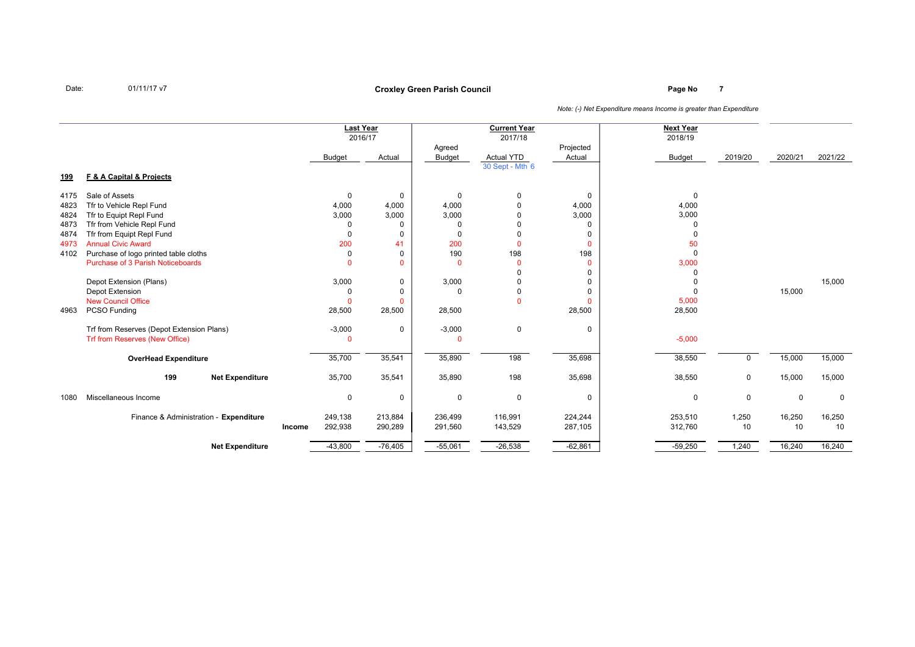Date: 01/11/17 v7

**Croxley Green Parish Council**

*Note: (-) Net Expenditure means Income is greater than Expenditure*

| | | Last Year 2016/17 | | Current Year 2017/18 | | | Next Year 2018/19 | | | |
|---|---|---|---|---|---|---|---|---|---|---|
| | | Budget | Actual | Agreed Budget | Actual YTD 30 Sept - Mth 6 | Projected Actual | Budget | 2019/20 | 2020/21 | 2021/22 |
| **199** | **F & A Capital & Projects** | | | | | | | | | |
| 4175 | Sale of Assets | 0 | 0 | 0 | 0 | 0 | 0 | | | |
| 4823 | Tfr to Vehicle Repl Fund | 4,000 | 4,000 | 4,000 | 0 | 4,000 | 4,000 | | | |
| 4824 | Tfr to Equipt Repl Fund | 3,000 | 3,000 | 3,000 | 0 | 3,000 | 3,000 | | | |
| 4873 | Tfr from Vehicle Repl Fund | 0 | 0 | 0 | 0 | 0 | 0 | | | |
| 4874 | Tfr from Equipt Repl Fund | 0 | 0 | 0 | 0 | 0 | 0 | | | |
| 4973 | Annual Civic Award | 200 | 41 | 200 | 0 | 0 | 50 | | | |
| 4102 | Purchase of logo printed table cloths | 0 | 0 | 190 | 198 | 198 | 0 | | | |
| | Purchase of 3 Parish Noticeboards | 0 | 0 | 0 | 0 | 0 | 3,000 | | | |
| | | | | | 0 | 0 | 0 | | | |
| | Depot Extension (Plans) | 3,000 | 0 | 3,000 | 0 | 0 | 0 | | | 15,000 |
| | Depot Extension | 0 | 0 | 0 | 0 | 0 | 0 | | 15,000 | |
| | New Council Office | 0 | 0 | | 0 | 0 | 5,000 | | | |
| 4963 | PCSO Funding | 28,500 | 28,500 | 28,500 | | 28,500 | 28,500 | | | |
| | Trf from Reserves (Depot Extension Plans) | -3,000 | 0 | -3,000 | 0 | 0 | | | | |
| | Trf from Reserves (New Office) | 0 | | 0 | | | -5,000 | | | |
| | **OverHead Expenditure** | 35,700 | 35,541 | 35,890 | 198 | 35,698 | 38,550 | 0 | 15,000 | 15,000 |
| | **199 Net Expenditure** | 35,700 | 35,541 | 35,890 | 198 | 35,698 | 38,550 | 0 | 15,000 | 15,000 |
| 1080 | Miscellaneous Income | 0 | 0 | 0 | 0 | 0 | 0 | 0 | 0 | 0 |
| | Finance & Administration - **Expenditure** | 249,138 | 213,884 | 236,499 | 116,991 | 224,244 | 253,510 | 1,250 | 16,250 | 16,250 |
| | **Income** | 292,938 | 290,289 | 291,560 | 143,529 | 287,105 | 312,760 | 10 | 10 | 10 |
| | **Net Expenditure** | -43,800 | -76,405 | -55,061 | -26,538 | -62,861 | -59,250 | 1,240 | 16,240 | 16,240 |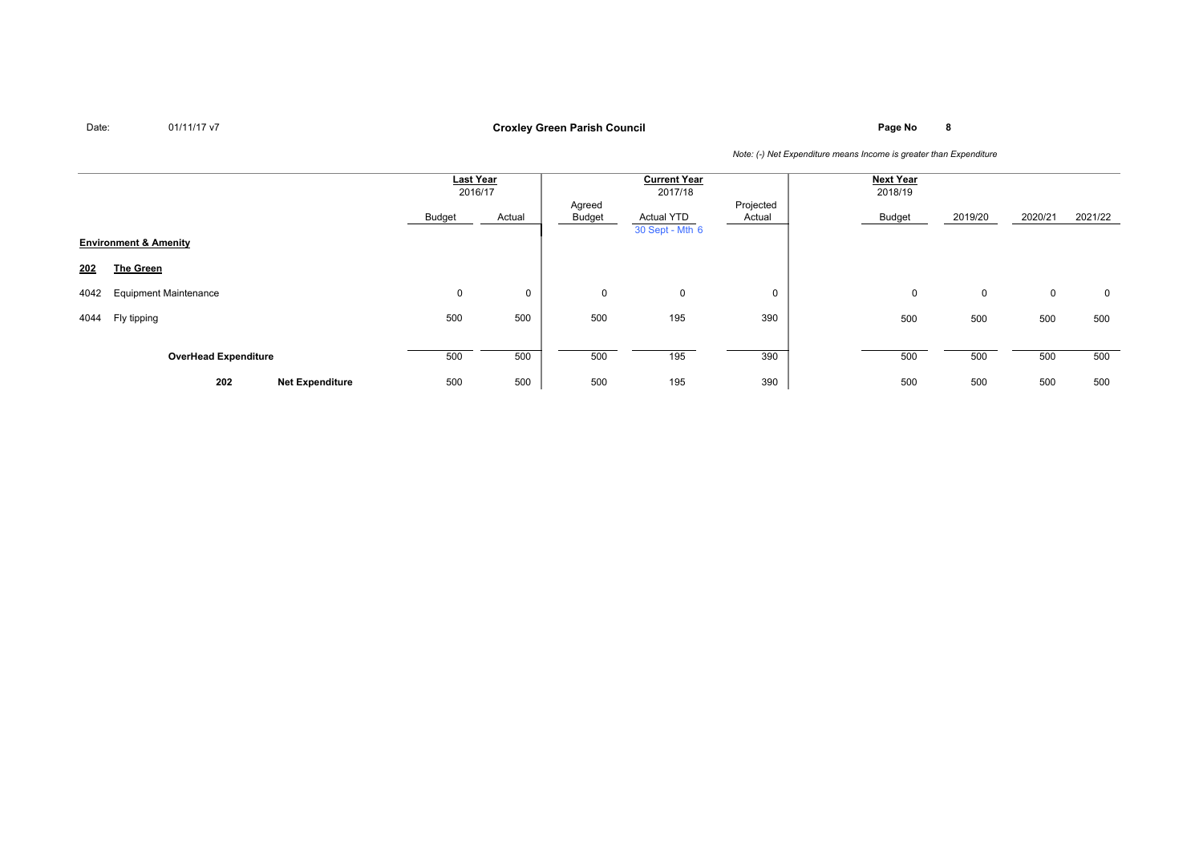**Croxley Green Parish Council**

Date: 01/11/17 v7

*Note: (-) Net Expenditure means Income is greater than Expenditure*

| | | Last Year 2016/17 | | Current Year 2017/18 | | | Next Year 2018/19 | | | |
|---|---|---|---|---|---|---|---|---|---|---|
| | | Budget | Actual | Agreed Budget | Actual YTD 30 Sept - Mth 6 | Projected Actual | Budget | 2019/20 | 2020/21 | 2021/22 |
| **Environment & Amenity** | | | | | | | | | | |
| **202** | **The Green** | | | | | | | | | |
| 4042 | Equipment Maintenance | 0 | 0 | 0 | 0 | 0 | 0 | 0 | 0 | 0 |
| 4044 | Fly tipping | 500 | 500 | 500 | 195 | 390 | 500 | 500 | 500 | 500 |
| | **OverHead Expenditure** | 500 | 500 | 500 | 195 | 390 | 500 | 500 | 500 | 500 |
| **202** | **Net Expenditure** | 500 | 500 | 500 | 195 | 390 | 500 | 500 | 500 | 500 |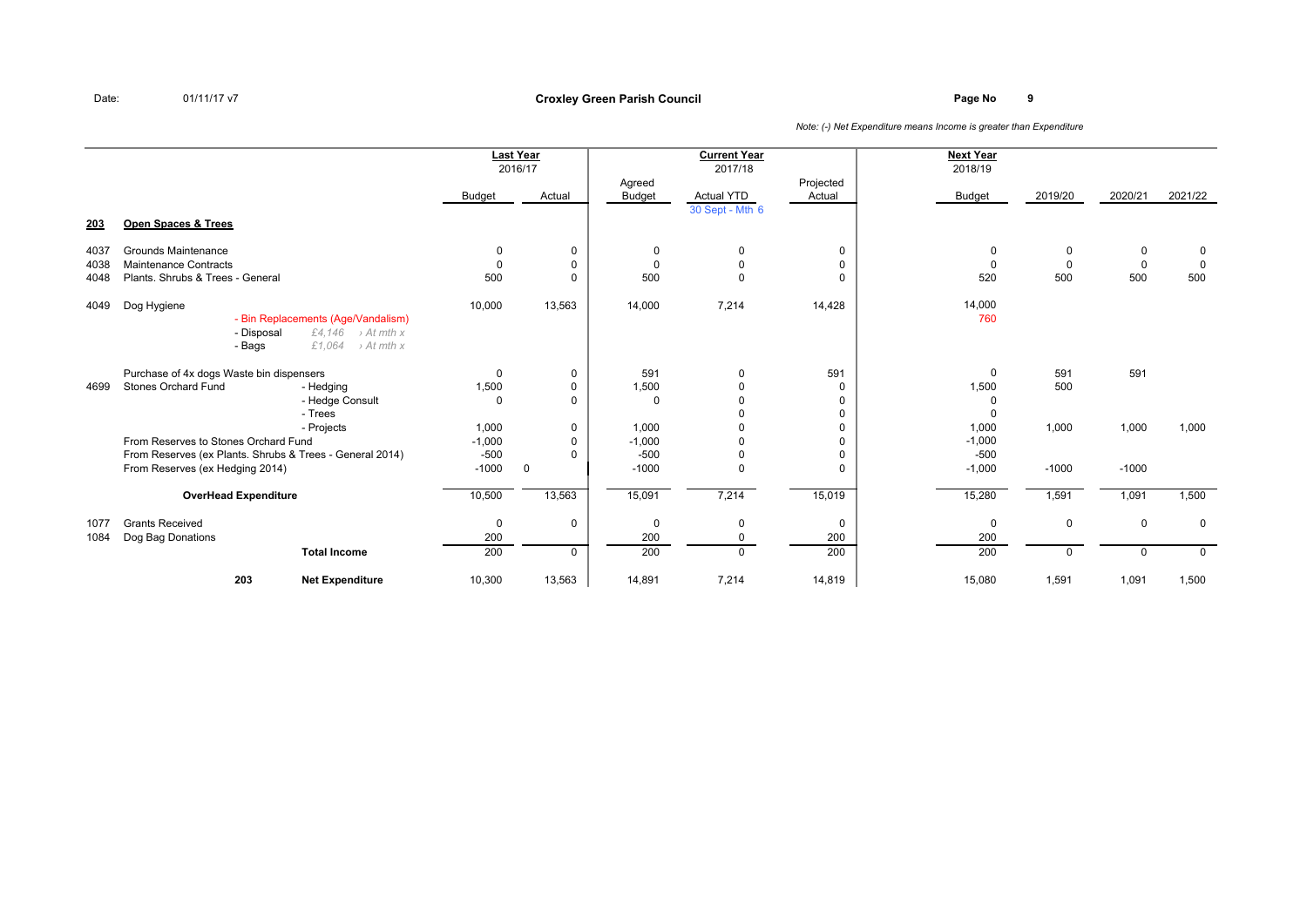Date: 01/11/17 v7

# Croxley Green Parish Council

*Note: (-) Net Expenditure means Income is greater than Expenditure*

| | | Last Year 2016/17 | | Current Year 2017/18 | | | Next Year 2018/19 | | | |
|---|---|---|---|---|---|---|---|---|---|---|
| | | Budget | Actual | Agreed Budget | Actual YTD 30 Sept - Mth 6 | Projected Actual | Budget | 2019/20 | 2020/21 | 2021/22 |
| **203** | **Open Spaces & Trees** | | | | | | | | | |
| 4037 | Grounds Maintenance | 0 | 0 | 0 | 0 | 0 | 0 | 0 | 0 | 0 |
| 4038 | Maintenance Contracts | 0 | 0 | 0 | 0 | 0 | 0 | 0 | 0 | 0 |
| 4048 | Plants. Shrubs & Trees - General | 500 | 0 | 500 | 0 | 0 | 520 | 500 | 500 | 500 |
| 4049 | Dog Hygiene | 10,000 | 13,563 | 14,000 | 7,214 | 14,428 | 14,000 | | | |
| | - Bin Replacements (Age/Vandalism) | | | | | | 760 | | | |
| | - Disposal *£4,146 › At mth x* | | | | | | | | | |
| | - Bags *£1,064 › At mth x* | | | | | | | | | |
| | Purchase of 4x dogs Waste bin dispensers | 0 | 0 | 591 | 0 | 591 | 0 | 591 | 591 | |
| 4699 | Stones Orchard Fund - Hedging | 1,500 | 0 | 1,500 | 0 | 0 | 1,500 | 500 | | |
| | - Hedge Consult | 0 | 0 | 0 | 0 | 0 | 0 | | | |
| | - Trees | | | | 0 | 0 | 0 | | | |
| | - Projects | 1,000 | 0 | 1,000 | 0 | 0 | 1,000 | 1,000 | 1,000 | 1,000 |
| | From Reserves to Stones Orchard Fund | -1,000 | 0 | -1,000 | 0 | 0 | -1,000 | | | |
| | From Reserves (ex Plants. Shrubs & Trees - General 2014) | -500 | 0 | -500 | 0 | 0 | -500 | | | |
| | From Reserves (ex Hedging 2014) | -1000 | 0 | -1000 | 0 | 0 | -1,000 | -1000 | -1000 | |
| | **OverHead Expenditure** | 10,500 | 13,563 | 15,091 | 7,214 | 15,019 | 15,280 | 1,591 | 1,091 | 1,500 |
| 1077 | Grants Received | 0 | 0 | 0 | 0 | 0 | 0 | 0 | 0 | 0 |
| 1084 | Dog Bag Donations | 200 | | 200 | 0 | 200 | 200 | | | |
| | **Total Income** | 200 | 0 | 200 | 0 | 200 | 200 | 0 | 0 | 0 |
| 203 | **Net Expenditure** | 10,300 | 13,563 | 14,891 | 7,214 | 14,819 | 15,080 | 1,591 | 1,091 | 1,500 |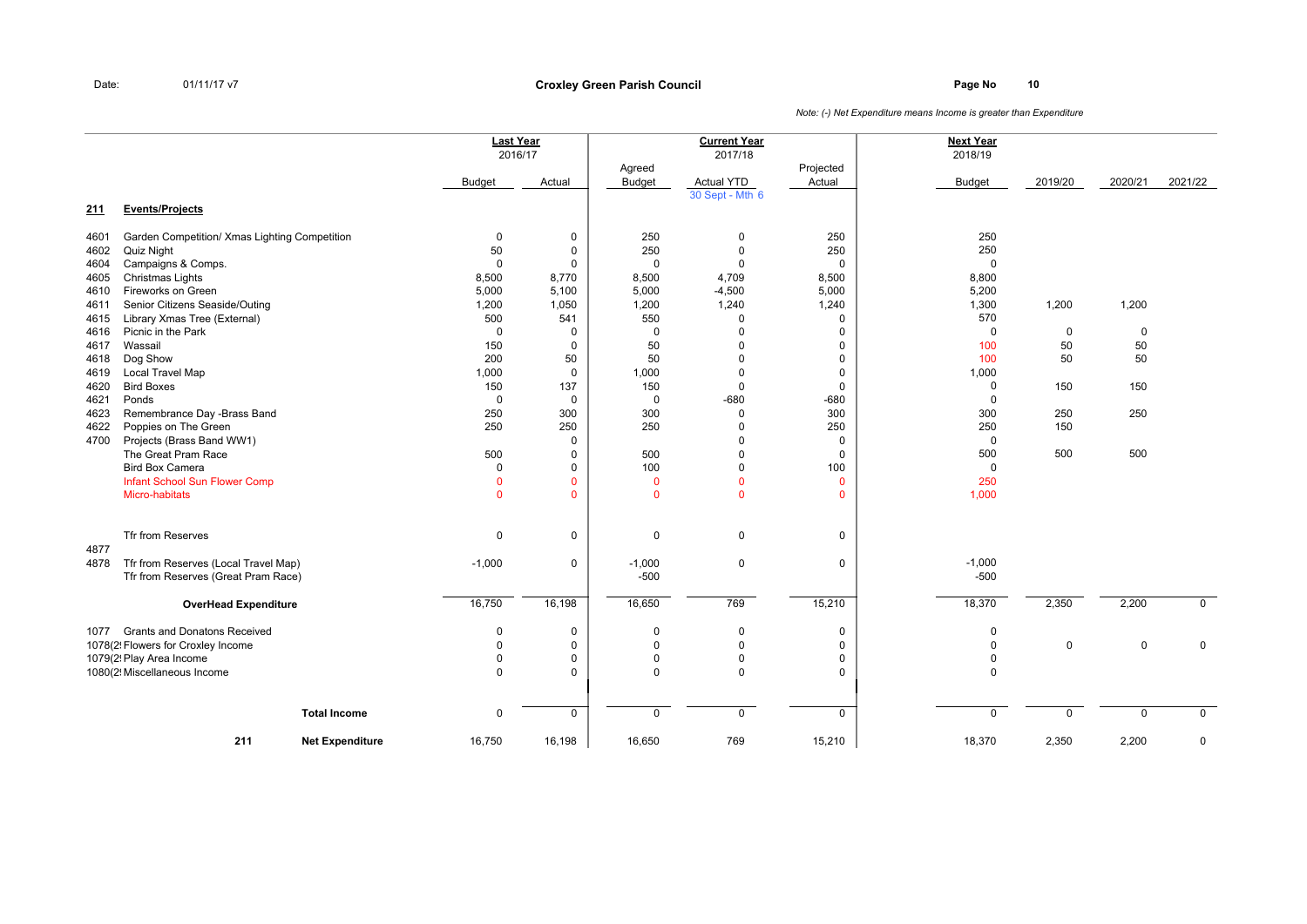Date: 01/11/17 v7

## Croxley Green Parish Council

*Note: (-) Net Expenditure means Income is greater than Expenditure*

| | | Last Year 2016/17 | | Current Year 2017/18 | | | Next Year 2018/19 | | | |
|---|---|---|---|---|---|---|---|---|---|---|
| | | Budget | Actual | Agreed Budget | Actual YTD 30 Sept - Mth 6 | Projected Actual | Budget | 2019/20 | 2020/21 | 2021/22 |
| **211** | **Events/Projects** | | | | | | | | | |
| 4601 | Garden Competition/ Xmas Lighting Competition | 0 | 0 | 250 | 0 | 250 | 250 | | | |
| 4602 | Quiz Night | 50 | 0 | 250 | 0 | 250 | 250 | | | |
| 4604 | Campaigns & Comps. | 0 | 0 | 0 | 0 | 0 | 0 | | | |
| 4605 | Christmas Lights | 8,500 | 8,770 | 8,500 | 4,709 | 8,500 | 8,800 | | | |
| 4610 | Fireworks on Green | 5,000 | 5,100 | 5,000 | -4,500 | 5,000 | 5,200 | | | |
| 4611 | Senior Citizens Seaside/Outing | 1,200 | 1,050 | 1,200 | 1,240 | 1,240 | 1,300 | 1,200 | 1,200 | |
| 4615 | Library Xmas Tree (External) | 500 | 541 | 550 | 0 | 0 | 570 | | | |
| 4616 | Picnic in the Park | 0 | 0 | 0 | 0 | 0 | 0 | 0 | 0 | |
| 4617 | Wassail | 150 | 0 | 50 | 0 | 0 | 100 | 50 | 50 | |
| 4618 | Dog Show | 200 | 50 | 50 | 0 | 0 | 100 | 50 | 50 | |
| 4619 | Local Travel Map | 1,000 | 0 | 1,000 | 0 | 0 | 1,000 | | | |
| 4620 | Bird Boxes | 150 | 137 | 150 | 0 | 0 | 0 | 150 | 150 | |
| 4621 | Ponds | 0 | 0 | 0 | -680 | -680 | 0 | | | |
| 4623 | Remembrance Day -Brass Band | 250 | 300 | 300 | 0 | 300 | 300 | 250 | 250 | |
| 4622 | Poppies on The Green | 250 | 250 | 250 | 0 | 250 | 250 | 150 | | |
| 4700 | Projects (Brass Band WW1) | | 0 | | 0 | 0 | 0 | | | |
| | The Great Pram Race | 500 | 0 | 500 | 0 | 0 | 500 | 500 | 500 | |
| | Bird Box Camera | 0 | 0 | 100 | 0 | 100 | 0 | | | |
| | Infant School Sun Flower Comp | 0 | 0 | 0 | 0 | 0 | 250 | | | |
| | Micro-habitats | 0 | 0 | 0 | 0 | 0 | 1,000 | | | |
| | Tfr from Reserves | 0 | 0 | 0 | 0 | 0 | | | | |
| 4877 | | | | | | | | | | |
| 4878 | Tfr from Reserves (Local Travel Map) | -1,000 | 0 | -1,000 | 0 | 0 | -1,000 | | | |
| | Tfr from Reserves (Great Pram Race) | | | -500 | | | -500 | | | |
| | **OverHead Expenditure** | 16,750 | 16,198 | 16,650 | 769 | 15,210 | 18,370 | 2,350 | 2,200 | 0 |
| 1077 | Grants and Donatons Received | 0 | 0 | 0 | 0 | 0 | 0 | | | |
| 1078(2! | Flowers for Croxley Income | 0 | 0 | 0 | 0 | 0 | 0 | 0 | 0 | 0 |
| 1079(2! | Play Area Income | 0 | 0 | 0 | 0 | 0 | 0 | | | |
| 1080(2! | Miscellaneous Income | 0 | 0 | 0 | 0 | 0 | 0 | | | |
| | **Total Income** | 0 | 0 | 0 | 0 | 0 | 0 | 0 | 0 | 0 |
| **211** | **Net Expenditure** | 16,750 | 16,198 | 16,650 | 769 | 15,210 | 18,370 | 2,350 | 2,200 | 0 |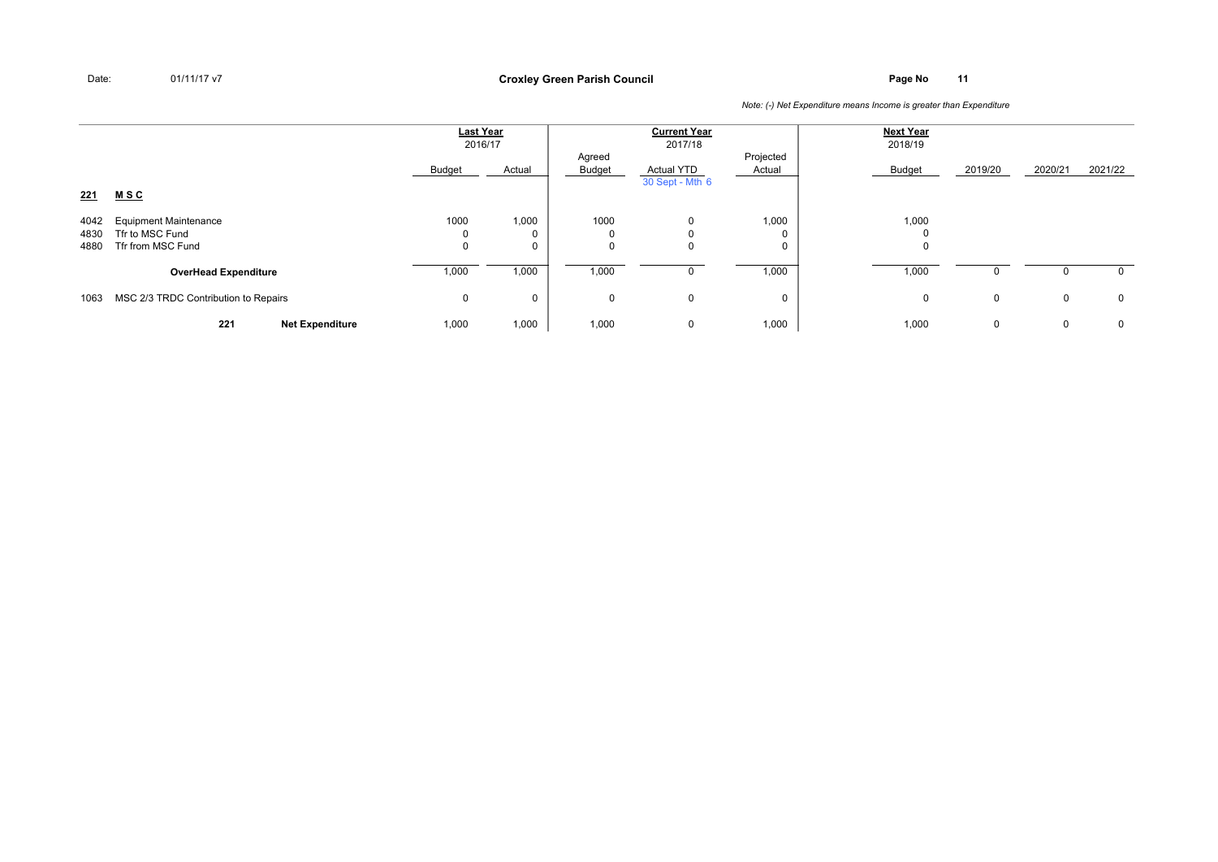Date: 01/11/17 v7

**Croxley Green Parish Council**

*Note: (-) Net Expenditure means Income is greater than Expenditure*

| | | Last Year 2016/17 | | Current Year 2017/18 | | | Next Year 2018/19 | | | |
|---|---|---|---|---|---|---|---|---|---|---|
| | | Budget | Actual | Agreed Budget | Actual YTD 30 Sept - Mth 6 | Projected Actual | Budget | 2019/20 | 2020/21 | 2021/22 |
| **221** | **M S C** | | | | | | | | | |
| 4042 | Equipment Maintenance | 1000 | 1,000 | 1000 | 0 | 1,000 | 1,000 | | | |
| 4830 | Tfr to MSC Fund | 0 | 0 | 0 | 0 | 0 | 0 | | | |
| 4880 | Tfr from MSC Fund | 0 | 0 | 0 | 0 | 0 | 0 | | | |
| | **OverHead Expenditure** | 1,000 | 1,000 | 1,000 | 0 | 1,000 | 1,000 | 0 | 0 | 0 |
| 1063 | MSC 2/3 TRDC Contribution to Repairs | 0 | 0 | 0 | 0 | 0 | 0 | 0 | 0 | 0 |
| | **221 Net Expenditure** | 1,000 | 1,000 | 1,000 | 0 | 1,000 | 1,000 | 0 | 0 | 0 |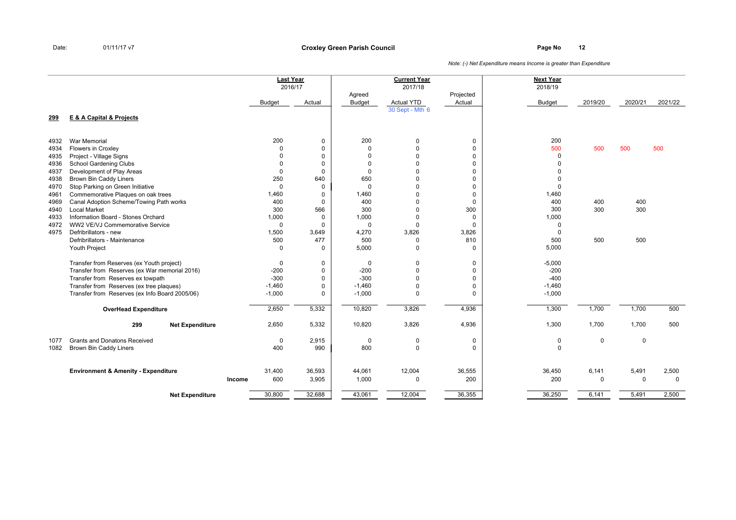Date: 01/11/17 v7

**Croxley Green Parish Council**

*Note: (-) Net Expenditure means Income is greater than Expenditure*

| | | Last Year 2016/17 | | Current Year 2017/18 | | | Next Year 2018/19 | | | |
|---|---|---|---|---|---|---|---|---|---|---|
| | | Budget | Actual | Agreed Budget | Actual YTD 30 Sept - Mth 6 | Projected Actual | Budget | 2019/20 | 2020/21 | 2021/22 |
| **299** | **E & A Capital & Projects** | | | | | | | | | |
| 4932 | War Memorial | 200 | 0 | 200 | 0 | 0 | 200 | | | |
| 4934 | Flowers in Croxley | 0 | 0 | 0 | 0 | 0 | 500 | 500 | 500 | 500 |
| 4935 | Project - Village Signs | 0 | 0 | 0 | 0 | 0 | 0 | | | |
| 4936 | School Gardening Clubs | 0 | 0 | 0 | 0 | 0 | 0 | | | |
| 4937 | Development of Play Areas | 0 | 0 | 0 | 0 | 0 | 0 | | | |
| 4938 | Brown Bin Caddy Liners | 250 | 640 | 650 | 0 | 0 | 0 | | | |
| 4970 | Stop Parking on Green Initiative | 0 | 0 | 0 | 0 | 0 | 0 | | | |
| 4961 | Commemorative Plaques on oak trees | 1,460 | 0 | 1,460 | 0 | 0 | 1,460 | | | |
| 4969 | Canal Adoption Scheme/Towing Path works | 400 | 0 | 400 | 0 | 0 | 400 | 400 | 400 | |
| 4940 | Local Market | 300 | 566 | 300 | 0 | 300 | 300 | 300 | 300 | |
| 4933 | Information Board - Stones Orchard | 1,000 | 0 | 1,000 | 0 | 0 | 1,000 | | | |
| 4972 | WW2 VE/VJ Commemorative Service | 0 | 0 | 0 | 0 | 0 | 0 | | | |
| 4975 | Defribrillators - new | 1,500 | 3,649 | 4,270 | 3,826 | 3,826 | 0 | | | |
| | Defribrillators - Maintenance | 500 | 477 | 500 | 0 | 810 | 500 | 500 | 500 | |
| | Youth Project | 0 | 0 | 5,000 | 0 | 0 | 5,000 | | | |
| | Transfer from Reserves (ex Youth project) | 0 | 0 | 0 | 0 | 0 | -5,000 | | | |
| | Transfer from Reserves (ex War memorial 2016) | -200 | 0 | -200 | 0 | 0 | -200 | | | |
| | Transfer from Reserves ex towpath | -300 | 0 | -300 | 0 | 0 | -400 | | | |
| | Transfer from Reserves (ex tree plaques) | -1,460 | 0 | -1,460 | 0 | 0 | -1,460 | | | |
| | Transfer from Reserves (ex Info Board 2005/06) | -1,000 | 0 | -1,000 | 0 | 0 | -1,000 | | | |
| | **OverHead Expenditure** | 2,650 | 5,332 | 10,820 | 3,826 | 4,936 | 1,300 | 1,700 | 1,700 | 500 |
| | **299 Net Expenditure** | 2,650 | 5,332 | 10,820 | 3,826 | 4,936 | 1,300 | 1,700 | 1,700 | 500 |
| 1077 | Grants and Donatons Received | 0 | 2,915 | 0 | 0 | 0 | 0 | 0 | 0 | |
| 1082 | Brown Bin Caddy Liners | 400 | 990 | 800 | 0 | 0 | 0 | | | |
| | **Environment & Amenity - Expenditure** | 31,400 | 36,593 | 44,061 | 12,004 | 36,555 | 36,450 | 6,141 | 5,491 | 2,500 |
| | **Income** | 600 | 3,905 | 1,000 | 0 | 200 | 200 | 0 | 0 | 0 |
| | **Net Expenditure** | 30,800 | 32,688 | 43,061 | 12,004 | 36,355 | 36,250 | 6,141 | 5,491 | 2,500 |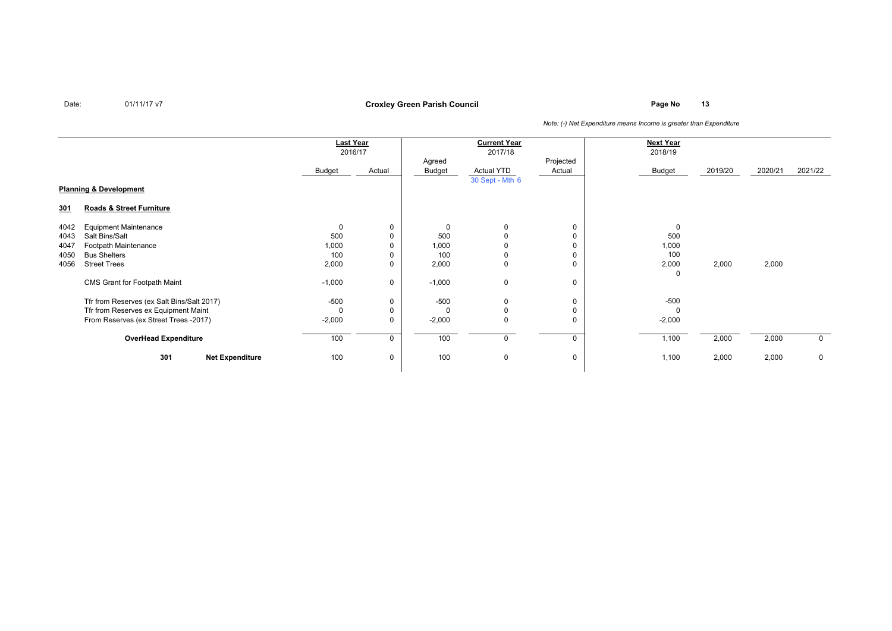Date: 01/11/17 v7

**Croxley Green Parish Council**

*Note: (-) Net Expenditure means Income is greater than Expenditure*

| | | Last Year 2016/17 | | Current Year 2017/18 | | | Next Year 2018/19 | | | |
|---|---|---|---|---|---|---|---|---|---|---|
| | | Budget | Actual | Agreed Budget | Actual YTD 30 Sept - Mth 6 | Projected Actual | Budget | 2019/20 | 2020/21 | 2021/22 |
| **Planning & Development** | | | | | | | | | | |
| **301** | **Roads & Street Furniture** | | | | | | | | | |
| 4042 | Equipment Maintenance | 0 | 0 | 0 | 0 | 0 | 0 | | | |
| 4043 | Salt Bins/Salt | 500 | 0 | 500 | 0 | 0 | 500 | | | |
| 4047 | Footpath Maintenance | 1,000 | 0 | 1,000 | 0 | 0 | 1,000 | | | |
| 4050 | Bus Shelters | 100 | 0 | 100 | 0 | 0 | 100 | | | |
| 4056 | Street Trees | 2,000 | 0 | 2,000 | 0 | 0 | 2,000 | 2,000 | 2,000 | |
| | | | | | | | 0 | | | |
| | CMS Grant for Footpath Maint | -1,000 | 0 | -1,000 | 0 | 0 | | | | |
| | Tfr from Reserves (ex Salt Bins/Salt 2017) | -500 | 0 | -500 | 0 | 0 | -500 | | | |
| | Tfr from Reserves ex Equipment Maint | 0 | 0 | 0 | 0 | 0 | 0 | | | |
| | From Reserves (ex Street Trees -2017) | -2,000 | 0 | -2,000 | 0 | 0 | -2,000 | | | |
| | **OverHead Expenditure** | 100 | 0 | 100 | 0 | 0 | 1,100 | 2,000 | 2,000 | 0 |
| | **301 Net Expenditure** | 100 | 0 | 100 | 0 | 0 | 1,100 | 2,000 | 2,000 | 0 |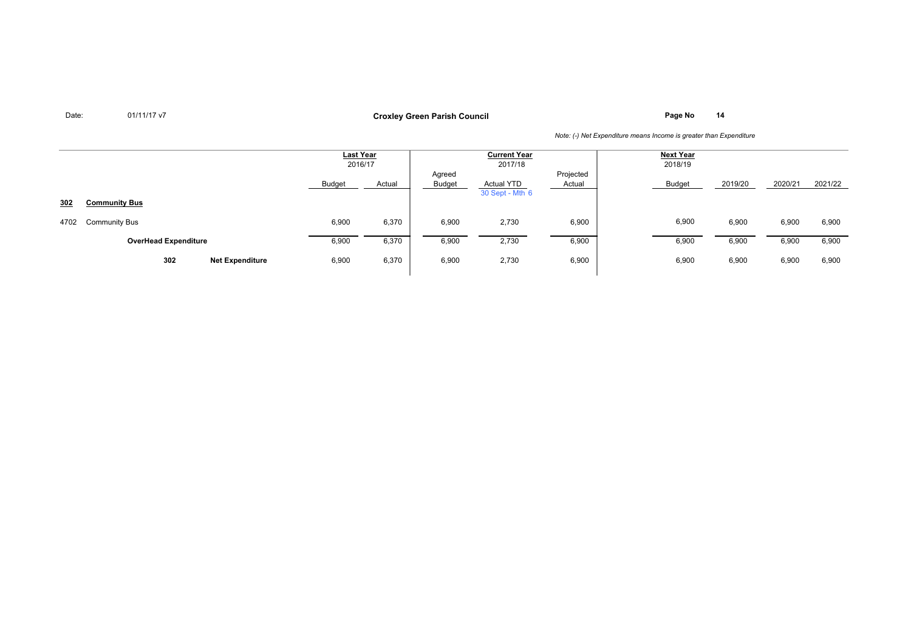Date: 01/11/17 v7

**Croxley Green Parish Council**

*Note: (-) Net Expenditure means Income is greater than Expenditure*

| | | Last Year 2016/17 | | Current Year 2017/18 | | | Next Year 2018/19 | | | |
|---|---|---|---|---|---|---|---|---|---|---|
| | | Budget | Actual | Agreed Budget | Actual YTD 30 Sept - Mth 6 | Projected Actual | Budget | 2019/20 | 2020/21 | 2021/22 |
| **302** | **Community Bus** | | | | | | | | | |
| 4702 | Community Bus | 6,900 | 6,370 | 6,900 | 2,730 | 6,900 | 6,900 | 6,900 | 6,900 | 6,900 |
| | **OverHead Expenditure** | 6,900 | 6,370 | 6,900 | 2,730 | 6,900 | 6,900 | 6,900 | 6,900 | 6,900 |
| **302** | **Net Expenditure** | 6,900 | 6,370 | 6,900 | 2,730 | 6,900 | 6,900 | 6,900 | 6,900 | 6,900 |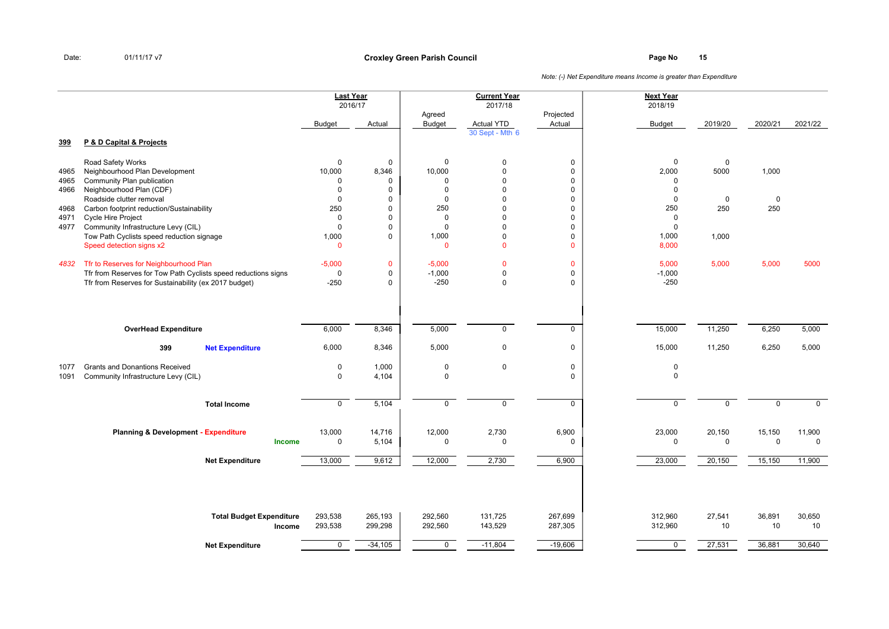Date: 01/11/17 v7

**Croxley Green Parish Council**

*Note: (-) Net Expenditure means Income is greater than Expenditure*

| | | Last Year 2016/17 Budget | Last Year 2016/17 Actual | Current Year 2017/18 Agreed Budget | Current Year 2017/18 Actual YTD 30 Sept - Mth 6 | Current Year 2017/18 Projected Actual | Next Year 2018/19 Budget | 2019/20 | 2020/21 | 2021/22 |
|---|---|---|---|---|---|---|---|---|---|---|
| **399** | **P & D Capital & Projects** | | | | | | | | | |
| | Road Safety Works | 0 | 0 | 0 | 0 | 0 | 0 | 0 | | |
| 4965 | Neighbourhood Plan Development | 10,000 | 8,346 | 10,000 | 0 | 0 | 2,000 | 5000 | 1,000 | |
| 4965 | Community Plan publication | 0 | 0 | 0 | 0 | 0 | 0 | | | |
| 4966 | Neighbourhood Plan (CDF) | 0 | 0 | 0 | 0 | 0 | 0 | | | |
| | Roadside clutter removal | 0 | 0 | 0 | 0 | 0 | 0 | 0 | 0 | |
| 4968 | Carbon footprint reduction/Sustainability | 250 | 0 | 250 | 0 | 0 | 250 | 250 | 250 | |
| 4971 | Cycle Hire Project | 0 | 0 | 0 | 0 | 0 | 0 | | | |
| 4977 | Community Infrastructure Levy (CIL) | 0 | 0 | 0 | 0 | 0 | 0 | | | |
| | Tow Path Cyclists speed reduction signage | 1,000 | 0 | 1,000 | 0 | 0 | 1,000 | 1,000 | | |
| | Speed detection signs x2 | 0 | | 0 | 0 | 0 | 8,000 | | | |
| 4832 | Tfr to Reserves for Neighbourhood Plan | -5,000 | 0 | -5,000 | 0 | 0 | 5,000 | 5,000 | 5,000 | 5000 |
| | Tfr from Reserves for Tow Path Cyclists speed reductions signs | 0 | 0 | -1,000 | 0 | 0 | -1,000 | | | |
| | Tfr from Reserves for Sustainability (ex 2017 budget) | -250 | 0 | -250 | 0 | 0 | -250 | | | |
| | **OverHead Expenditure** | 6,000 | 8,346 | 5,000 | 0 | 0 | 15,000 | 11,250 | 6,250 | 5,000 |
| | **399 Net Expenditure** | 6,000 | 8,346 | 5,000 | 0 | 0 | 15,000 | 11,250 | 6,250 | 5,000 |
| 1077 | Grants and Donantions Received | 0 | 1,000 | 0 | 0 | 0 | 0 | | | |
| 1091 | Community Infrastructure Levy (CIL) | 0 | 4,104 | 0 | | 0 | 0 | | | |
| | **Total Income** | 0 | 5,104 | 0 | 0 | 0 | 0 | 0 | 0 | 0 |
| | **Planning & Development - Expenditure** | 13,000 | 14,716 | 12,000 | 2,730 | 6,900 | 23,000 | 20,150 | 15,150 | 11,900 |
| | **Income** | 0 | 5,104 | 0 | 0 | 0 | 0 | 0 | 0 | 0 |
| | **Net Expenditure** | 13,000 | 9,612 | 12,000 | 2,730 | 6,900 | 23,000 | 20,150 | 15,150 | 11,900 |
| | **Total Budget Expenditure** | 293,538 | 265,193 | 292,560 | 131,725 | 267,699 | 312,960 | 27,541 | 36,891 | 30,650 |
| | **Income** | 293,538 | 299,298 | 292,560 | 143,529 | 287,305 | 312,960 | 10 | 10 | 10 |
| | **Net Expenditure** | 0 | -34,105 | 0 | -11,804 | -19,606 | 0 | 27,531 | 36,881 | 30,640 |